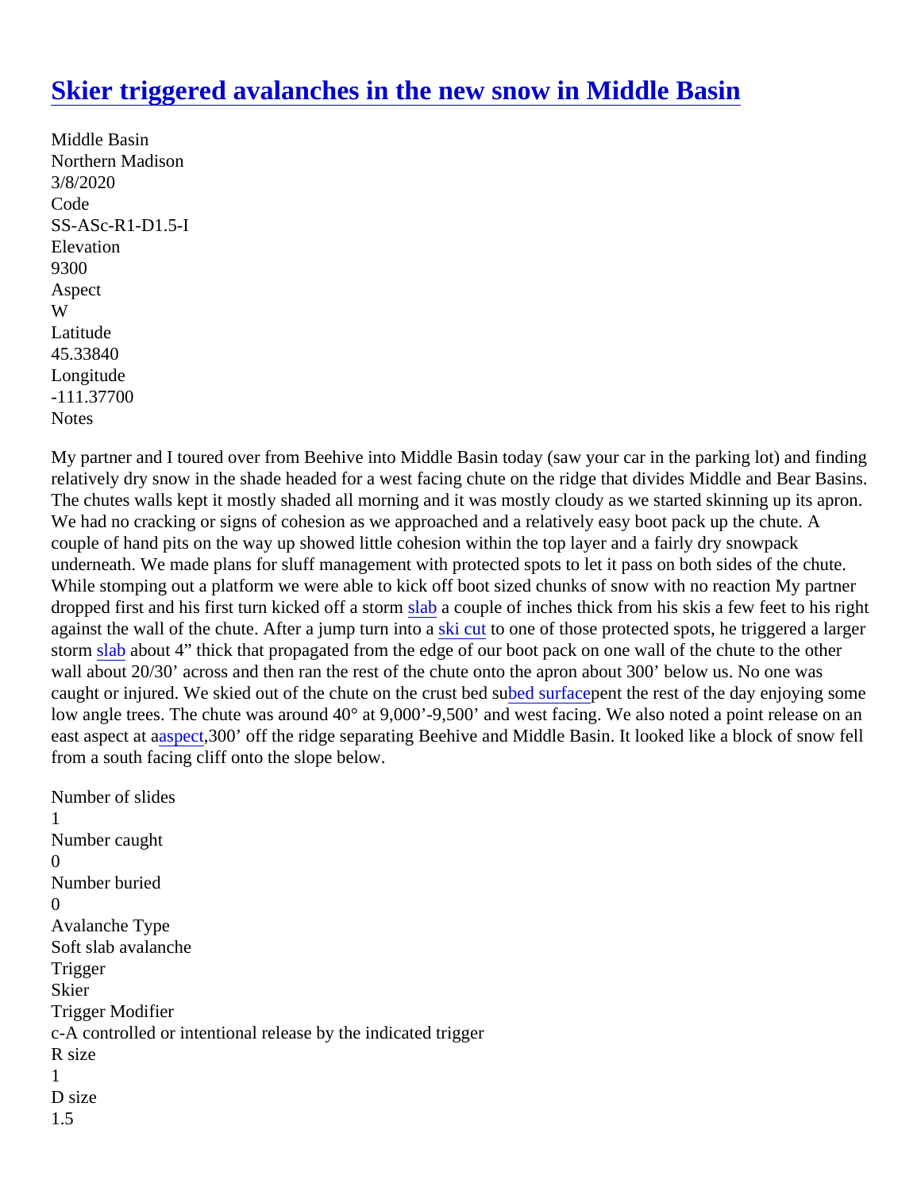# Skier triggered avalanches in the new snow in Middle Basin

Middle Basin
Northern Madison
3/8/2020
Code
SS-ASc-R1-D1.5-I
Elevation
9300
Aspect
W
Latitude
45.33840
Longitude
-111.37700
Notes

My partner and I toured over from Beehive into Middle Basin today (saw your car in the parking lot) and finding relatively dry snow in the shade headed for a west facing chute on the ridge that divides Middle and Bear Basins. The chutes walls kept it mostly shaded all morning and it was mostly cloudy as we started skinning up its apron. We had no cracking or signs of cohesion as we approached and a relatively easy boot pack up the chute. A couple of hand pits on the way up showed little cohesion within the top layer and a fairly dry snowpack underneath. We made plans for sluff management with protected spots to let it pass on both sides of the chute. While stomping out a platform we were able to kick off boot sized chunks of snow with no reaction My partner dropped first and his first turn kicked off a storm slab a couple of inches thick from his skis a few feet to his right against the wall of the chute. After a jump turn into a ski cut to one of those protected spots, he triggered a larger storm slab about 4" thick that propagated from the edge of our boot pack on one wall of the chute to the other wall about 20/30' across and then ran the rest of the chute onto the apron about 300' below us. No one was caught or injured. We skied out of the chute on the crust bed subed surfacepent the rest of the day enjoying some low angle trees. The chute was around 40° at 9,000'-9,500' and west facing. We also noted a point release on an east aspect at aaspect,300' off the ridge separating Beehive and Middle Basin. It looked like a block of snow fell from a south facing cliff onto the slope below.

Number of slides
1
Number caught
0
Number buried
0
Avalanche Type
Soft slab avalanche
Trigger
Skier
Trigger Modifier
c-A controlled or intentional release by the indicated trigger
R size
1
D size
1.5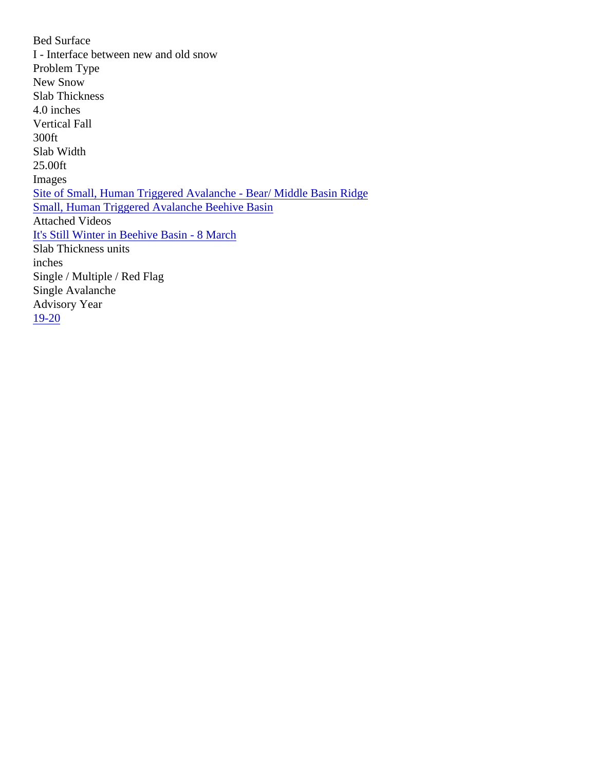Bed Surface
I - Interface between new and old snow
Problem Type
New Snow
Slab Thickness
4.0 inches
Vertical Fall
300ft
Slab Width
25.00ft
Images
[Site of Small, Human Triggered Avalanche - Bear/ Middle Basin Ridge]
[Small, Human Triggered Avalanche Beehive Basin]
Attached Videos
[It's Still Winter in Beehive Basin - 8 March]
Slab Thickness units
inches
Single / Multiple / Red Flag
Single Avalanche
Advisory Year
[19-20]